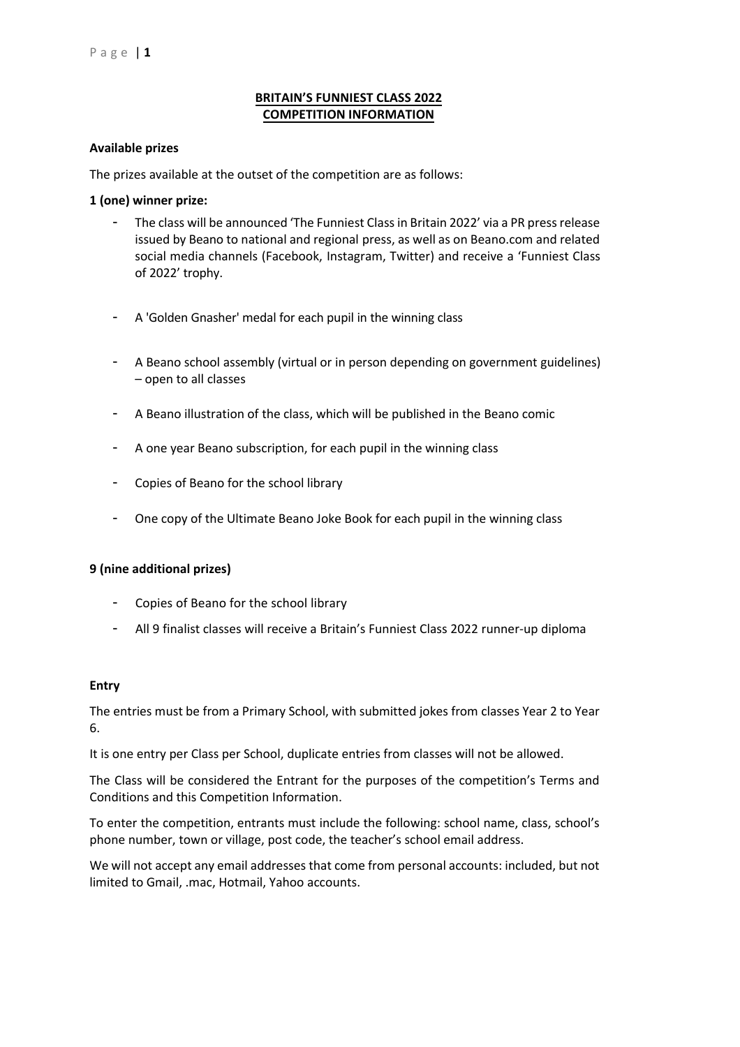# BRITAIN'S FUNNIEST CLASS 2022
## COMPETITION INFORMATION

**Available prizes**

The prizes available at the outset of the competition are as follows:

**1 (one) winner prize:**

- The class will be announced 'The Funniest Class in Britain 2022' via a PR press release issued by Beano to national and regional press, as well as on Beano.com and related social media channels (Facebook, Instagram, Twitter) and receive a 'Funniest Class of 2022' trophy.
- A 'Golden Gnasher' medal for each pupil in the winning class
- A Beano school assembly (virtual or in person depending on government guidelines) – open to all classes
- A Beano illustration of the class, which will be published in the Beano comic
- A one year Beano subscription, for each pupil in the winning class
- Copies of Beano for the school library
- One copy of the Ultimate Beano Joke Book for each pupil in the winning class

**9 (nine additional prizes)**

- Copies of Beano for the school library
- All 9 finalist classes will receive a Britain's Funniest Class 2022 runner-up diploma

**Entry**

The entries must be from a Primary School, with submitted jokes from classes Year 2 to Year 6.

It is one entry per Class per School, duplicate entries from classes will not be allowed.

The Class will be considered the Entrant for the purposes of the competition's Terms and Conditions and this Competition Information.

To enter the competition, entrants must include the following: school name, class, school's phone number, town or village, post code, the teacher's school email address.

We will not accept any email addresses that come from personal accounts: included, but not limited to Gmail, .mac, Hotmail, Yahoo accounts.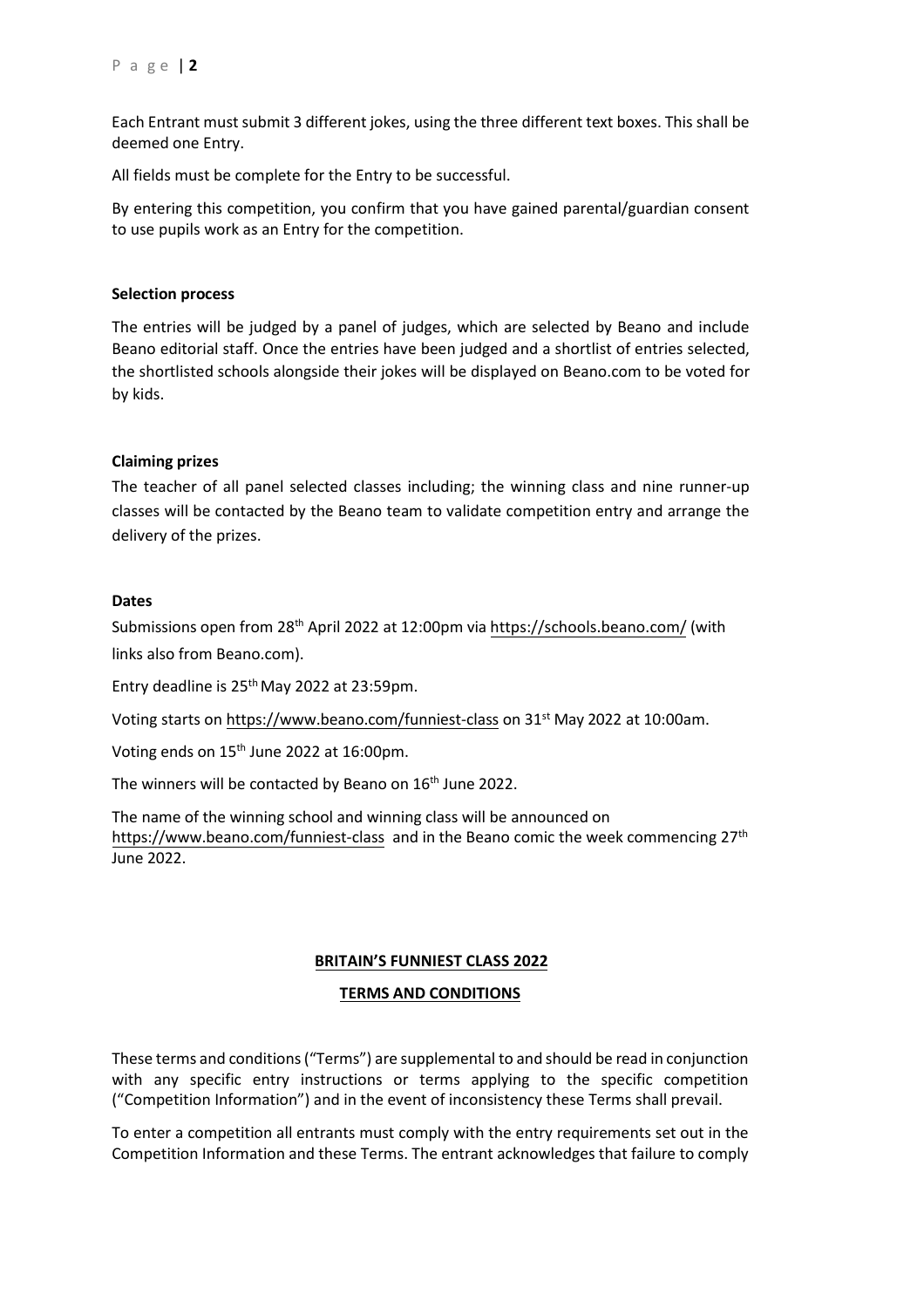Each Entrant must submit 3 different jokes, using the three different text boxes. This shall be deemed one Entry.

All fields must be complete for the Entry to be successful.

By entering this competition, you confirm that you have gained parental/guardian consent to use pupils work as an Entry for the competition.

**Selection process**

The entries will be judged by a panel of judges, which are selected by Beano and include Beano editorial staff. Once the entries have been judged and a shortlist of entries selected, the shortlisted schools alongside their jokes will be displayed on Beano.com to be voted for by kids.

**Claiming prizes**

The teacher of all panel selected classes including; the winning class and nine runner-up classes will be contacted by the Beano team to validate competition entry and arrange the delivery of the prizes.

**Dates**

Submissions open from 28th April 2022 at 12:00pm via https://schools.beano.com/ (with links also from Beano.com).

Entry deadline is 25th May 2022 at 23:59pm.

Voting starts on https://www.beano.com/funniest-class on 31st May 2022 at 10:00am.

Voting ends on 15th June 2022 at 16:00pm.

The winners will be contacted by Beano on 16th June 2022.

The name of the winning school and winning class will be announced on https://www.beano.com/funniest-class and in the Beano comic the week commencing 27th June 2022.

## BRITAIN'S FUNNIEST CLASS 2022

## TERMS AND CONDITIONS

These terms and conditions ("Terms") are supplemental to and should be read in conjunction with any specific entry instructions or terms applying to the specific competition ("Competition Information") and in the event of inconsistency these Terms shall prevail.

To enter a competition all entrants must comply with the entry requirements set out in the Competition Information and these Terms. The entrant acknowledges that failure to comply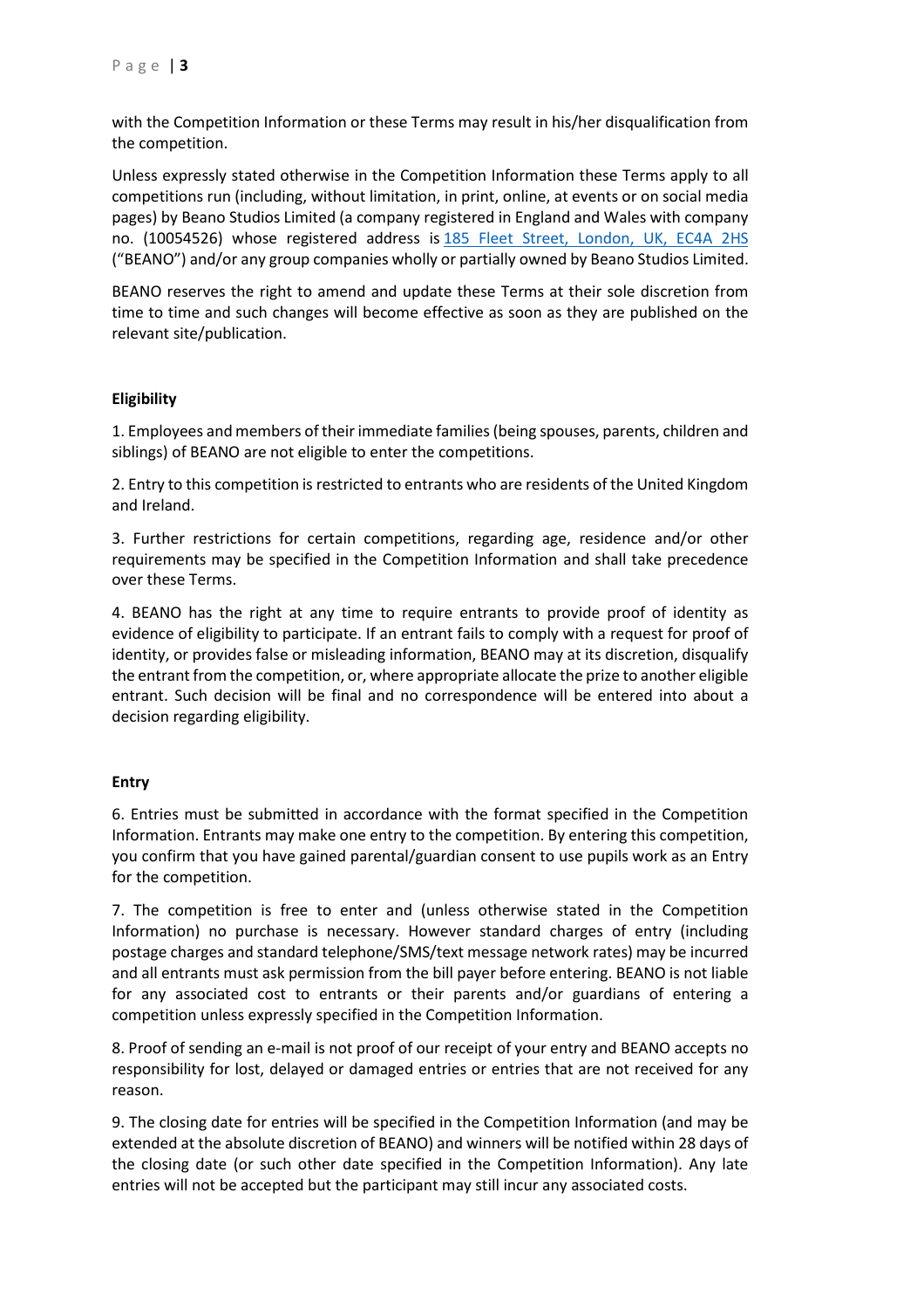with the Competition Information or these Terms may result in his/her disqualification from the competition.

Unless expressly stated otherwise in the Competition Information these Terms apply to all competitions run (including, without limitation, in print, online, at events or on social media pages) by Beano Studios Limited (a company registered in England and Wales with company no. (10054526) whose registered address is [185 Fleet Street, London, UK, EC4A 2HS](#) ("BEANO") and/or any group companies wholly or partially owned by Beano Studios Limited.

BEANO reserves the right to amend and update these Terms at their sole discretion from time to time and such changes will become effective as soon as they are published on the relevant site/publication.

**Eligibility**

1. Employees and members of their immediate families (being spouses, parents, children and siblings) of BEANO are not eligible to enter the competitions.

2. Entry to this competition is restricted to entrants who are residents of the United Kingdom and Ireland.

3. Further restrictions for certain competitions, regarding age, residence and/or other requirements may be specified in the Competition Information and shall take precedence over these Terms.

4. BEANO has the right at any time to require entrants to provide proof of identity as evidence of eligibility to participate. If an entrant fails to comply with a request for proof of identity, or provides false or misleading information, BEANO may at its discretion, disqualify the entrant from the competition, or, where appropriate allocate the prize to another eligible entrant. Such decision will be final and no correspondence will be entered into about a decision regarding eligibility.

**Entry**

6. Entries must be submitted in accordance with the format specified in the Competition Information. Entrants may make one entry to the competition. By entering this competition, you confirm that you have gained parental/guardian consent to use pupils work as an Entry for the competition.

7. The competition is free to enter and (unless otherwise stated in the Competition Information) no purchase is necessary. However standard charges of entry (including postage charges and standard telephone/SMS/text message network rates) may be incurred and all entrants must ask permission from the bill payer before entering. BEANO is not liable for any associated cost to entrants or their parents and/or guardians of entering a competition unless expressly specified in the Competition Information.

8. Proof of sending an e-mail is not proof of our receipt of your entry and BEANO accepts no responsibility for lost, delayed or damaged entries or entries that are not received for any reason.

9. The closing date for entries will be specified in the Competition Information (and may be extended at the absolute discretion of BEANO) and winners will be notified within 28 days of the closing date (or such other date specified in the Competition Information). Any late entries will not be accepted but the participant may still incur any associated costs.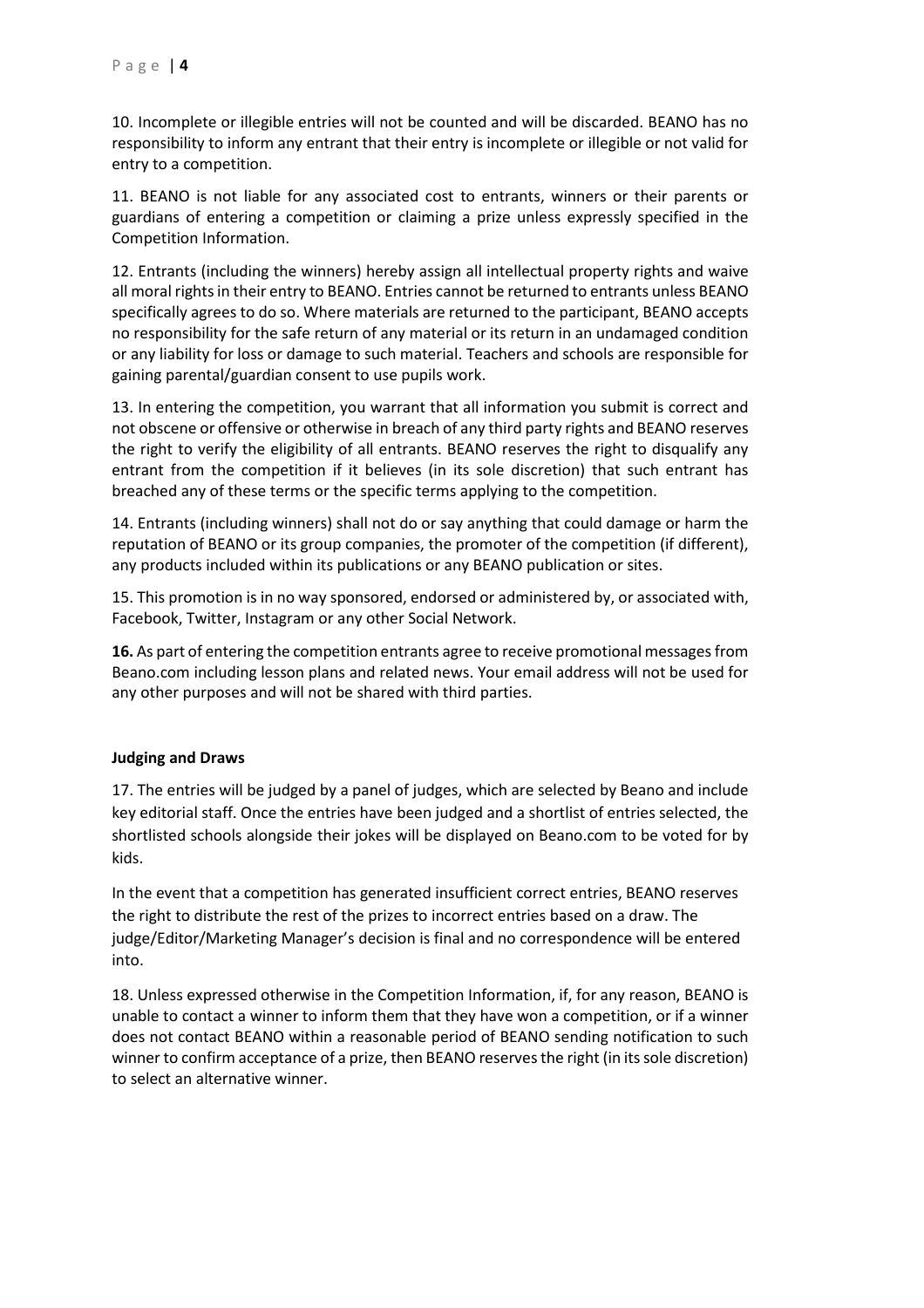10. Incomplete or illegible entries will not be counted and will be discarded. BEANO has no responsibility to inform any entrant that their entry is incomplete or illegible or not valid for entry to a competition.

11. BEANO is not liable for any associated cost to entrants, winners or their parents or guardians of entering a competition or claiming a prize unless expressly specified in the Competition Information.

12. Entrants (including the winners) hereby assign all intellectual property rights and waive all moral rights in their entry to BEANO. Entries cannot be returned to entrants unless BEANO specifically agrees to do so. Where materials are returned to the participant, BEANO accepts no responsibility for the safe return of any material or its return in an undamaged condition or any liability for loss or damage to such material. Teachers and schools are responsible for gaining parental/guardian consent to use pupils work.

13. In entering the competition, you warrant that all information you submit is correct and not obscene or offensive or otherwise in breach of any third party rights and BEANO reserves the right to verify the eligibility of all entrants. BEANO reserves the right to disqualify any entrant from the competition if it believes (in its sole discretion) that such entrant has breached any of these terms or the specific terms applying to the competition.

14. Entrants (including winners) shall not do or say anything that could damage or harm the reputation of BEANO or its group companies, the promoter of the competition (if different), any products included within its publications or any BEANO publication or sites.

15. This promotion is in no way sponsored, endorsed or administered by, or associated with, Facebook, Twitter, Instagram or any other Social Network.

**16.** As part of entering the competition entrants agree to receive promotional messages from Beano.com including lesson plans and related news. Your email address will not be used for any other purposes and will not be shared with third parties.

**Judging and Draws**

17. The entries will be judged by a panel of judges, which are selected by Beano and include key editorial staff. Once the entries have been judged and a shortlist of entries selected, the shortlisted schools alongside their jokes will be displayed on Beano.com to be voted for by kids.

In the event that a competition has generated insufficient correct entries, BEANO reserves the right to distribute the rest of the prizes to incorrect entries based on a draw. The judge/Editor/Marketing Manager's decision is final and no correspondence will be entered into.

18. Unless expressed otherwise in the Competition Information, if, for any reason, BEANO is unable to contact a winner to inform them that they have won a competition, or if a winner does not contact BEANO within a reasonable period of BEANO sending notification to such winner to confirm acceptance of a prize, then BEANO reserves the right (in its sole discretion) to select an alternative winner.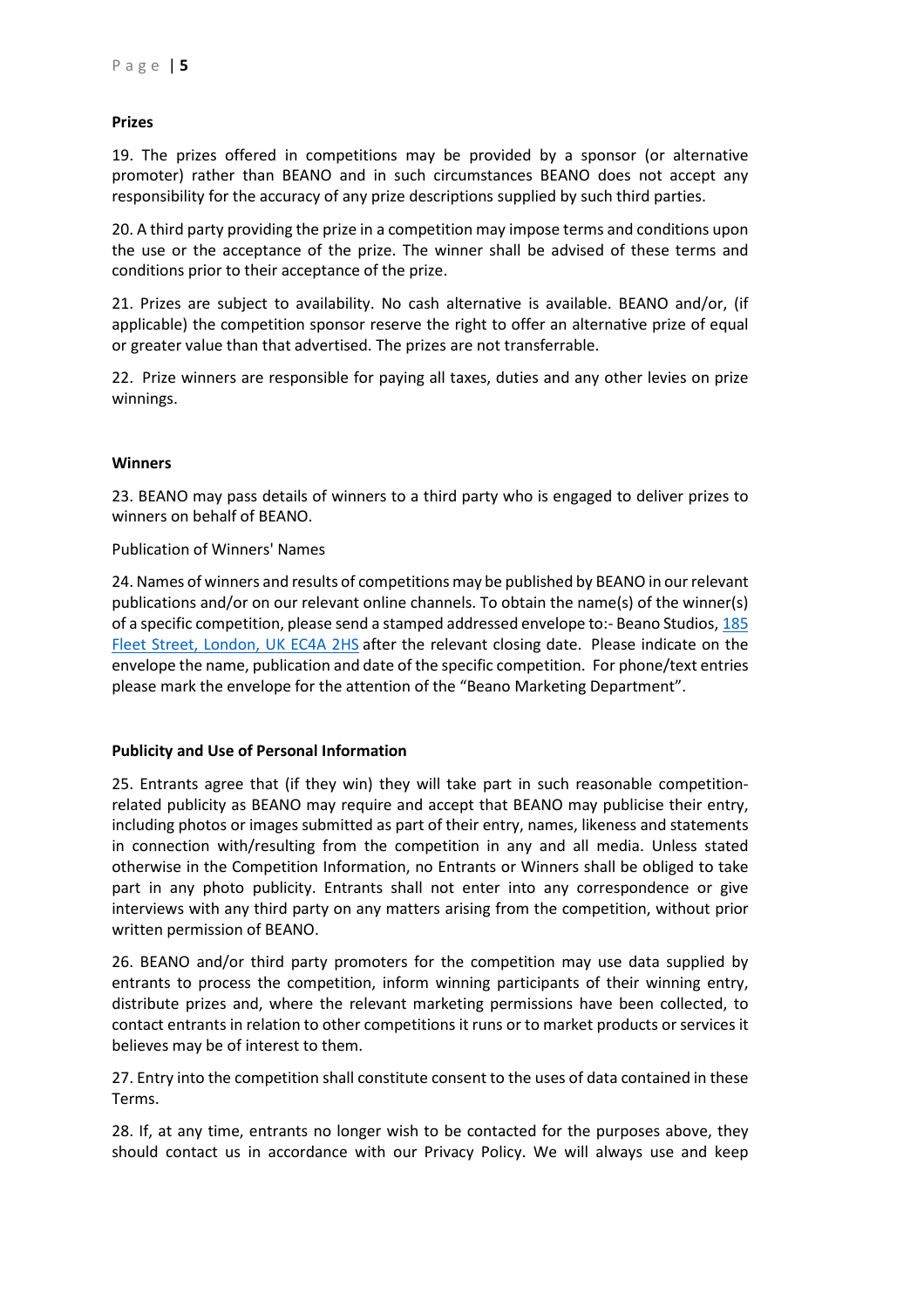**Prizes**

19. The prizes offered in competitions may be provided by a sponsor (or alternative promoter) rather than BEANO and in such circumstances BEANO does not accept any responsibility for the accuracy of any prize descriptions supplied by such third parties.

20. A third party providing the prize in a competition may impose terms and conditions upon the use or the acceptance of the prize. The winner shall be advised of these terms and conditions prior to their acceptance of the prize.

21. Prizes are subject to availability. No cash alternative is available. BEANO and/or, (if applicable) the competition sponsor reserve the right to offer an alternative prize of equal or greater value than that advertised. The prizes are not transferrable.

22. Prize winners are responsible for paying all taxes, duties and any other levies on prize winnings.

**Winners**

23. BEANO may pass details of winners to a third party who is engaged to deliver prizes to winners on behalf of BEANO.

Publication of Winners' Names

24. Names of winners and results of competitions may be published by BEANO in our relevant publications and/or on our relevant online channels. To obtain the name(s) of the winner(s) of a specific competition, please send a stamped addressed envelope to:- Beano Studios, 185 Fleet Street, London, UK EC4A 2HS after the relevant closing date. Please indicate on the envelope the name, publication and date of the specific competition. For phone/text entries please mark the envelope for the attention of the "Beano Marketing Department".

**Publicity and Use of Personal Information**

25. Entrants agree that (if they win) they will take part in such reasonable competition-related publicity as BEANO may require and accept that BEANO may publicise their entry, including photos or images submitted as part of their entry, names, likeness and statements in connection with/resulting from the competition in any and all media. Unless stated otherwise in the Competition Information, no Entrants or Winners shall be obliged to take part in any photo publicity. Entrants shall not enter into any correspondence or give interviews with any third party on any matters arising from the competition, without prior written permission of BEANO.

26. BEANO and/or third party promoters for the competition may use data supplied by entrants to process the competition, inform winning participants of their winning entry, distribute prizes and, where the relevant marketing permissions have been collected, to contact entrants in relation to other competitions it runs or to market products or services it believes may be of interest to them.

27. Entry into the competition shall constitute consent to the uses of data contained in these Terms.

28. If, at any time, entrants no longer wish to be contacted for the purposes above, they should contact us in accordance with our Privacy Policy. We will always use and keep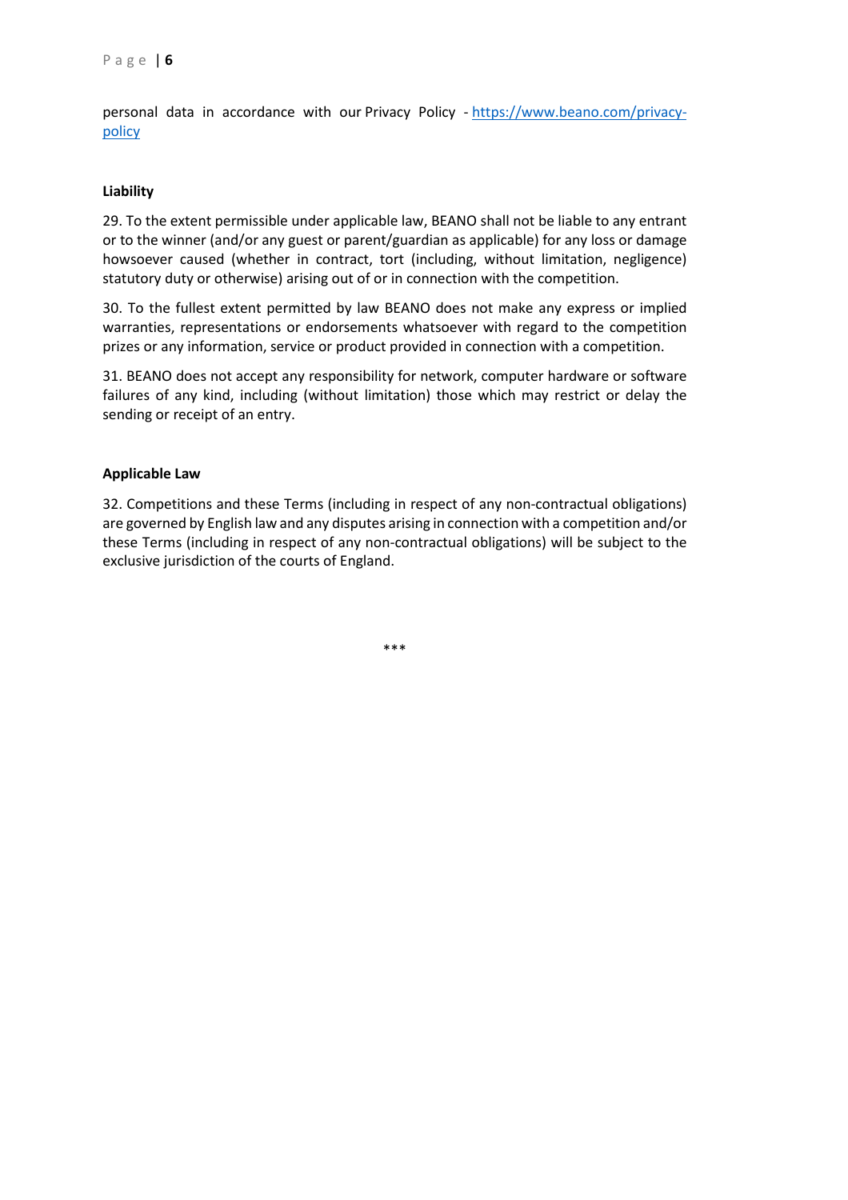personal data in accordance with our Privacy Policy - [https://www.beano.com/privacy-policy](https://www.beano.com/privacy-policy)

**Liability**

29. To the extent permissible under applicable law, BEANO shall not be liable to any entrant or to the winner (and/or any guest or parent/guardian as applicable) for any loss or damage howsoever caused (whether in contract, tort (including, without limitation, negligence) statutory duty or otherwise) arising out of or in connection with the competition.

30. To the fullest extent permitted by law BEANO does not make any express or implied warranties, representations or endorsements whatsoever with regard to the competition prizes or any information, service or product provided in connection with a competition.

31. BEANO does not accept any responsibility for network, computer hardware or software failures of any kind, including (without limitation) those which may restrict or delay the sending or receipt of an entry.

**Applicable Law**

32. Competitions and these Terms (including in respect of any non-contractual obligations) are governed by English law and any disputes arising in connection with a competition and/or these Terms (including in respect of any non-contractual obligations) will be subject to the exclusive jurisdiction of the courts of England.

***